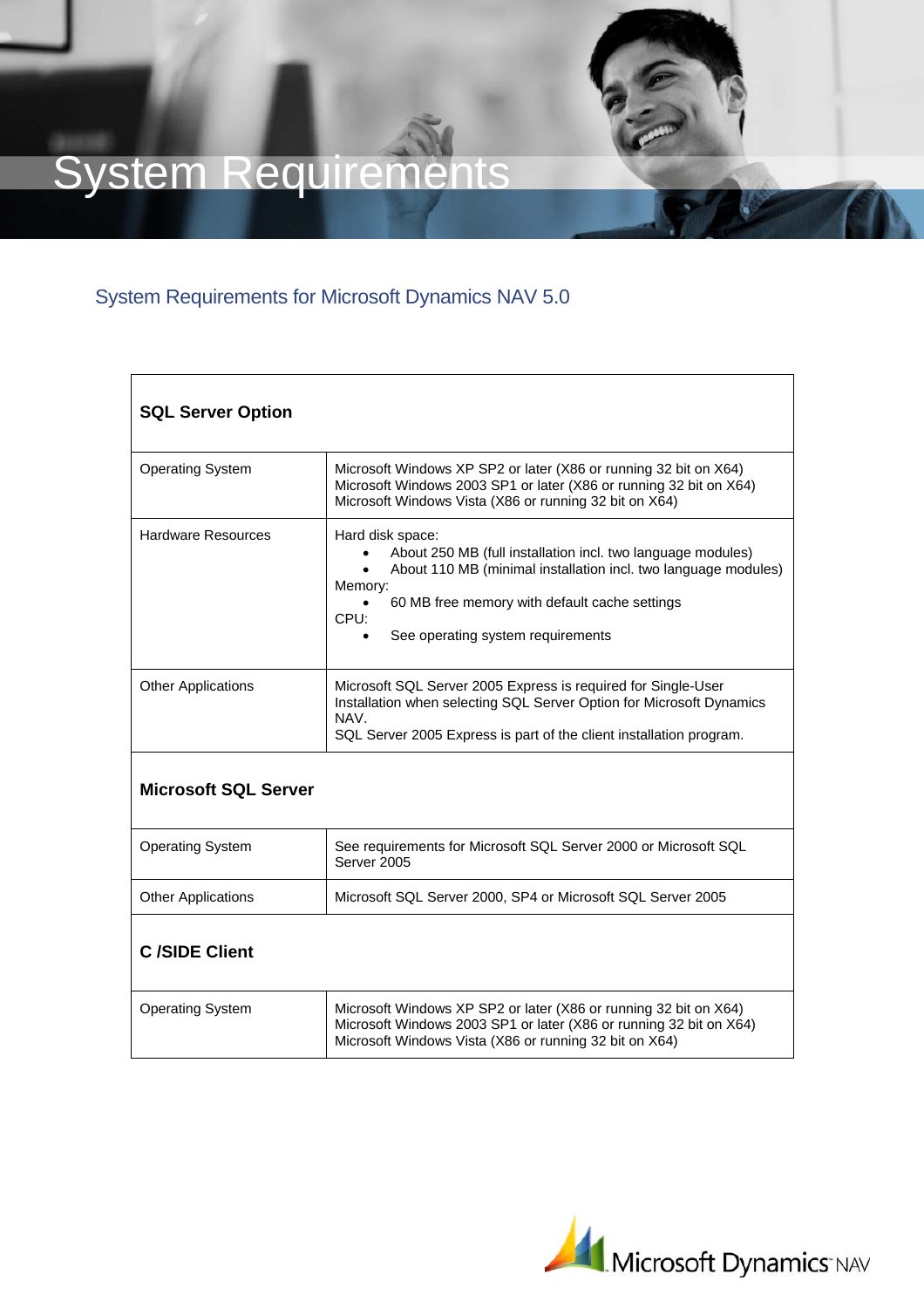# System Requirements

## System Requirements for Microsoft Dynamics NAV 5.0

| **SQL Server Option** | |
|---|---|
| Operating System | Microsoft Windows XP SP2 or later (X86 or running 32 bit on X64)<br>Microsoft Windows 2003 SP1 or later (X86 or running 32 bit on X64)<br>Microsoft Windows Vista (X86 or running 32 bit on X64) |
| Hardware Resources | Hard disk space:<br>• About 250 MB (full installation incl. two language modules)<br>• About 110 MB (minimal installation incl. two language modules)<br>Memory:<br>• 60 MB free memory with default cache settings<br>CPU:<br>• See operating system requirements |
| Other Applications | Microsoft SQL Server 2005 Express is required for Single-User Installation when selecting SQL Server Option for Microsoft Dynamics NAV.<br>SQL Server 2005 Express is part of the client installation program. |
| **Microsoft SQL Server** | |
| Operating System | See requirements for Microsoft SQL Server 2000 or Microsoft SQL Server 2005 |
| Other Applications | Microsoft SQL Server 2000, SP4 or Microsoft SQL Server 2005 |
| **C /SIDE Client** | |
| Operating System | Microsoft Windows XP SP2 or later (X86 or running 32 bit on X64)<br>Microsoft Windows 2003 SP1 or later (X86 or running 32 bit on X64)<br>Microsoft Windows Vista (X86 or running 32 bit on X64) |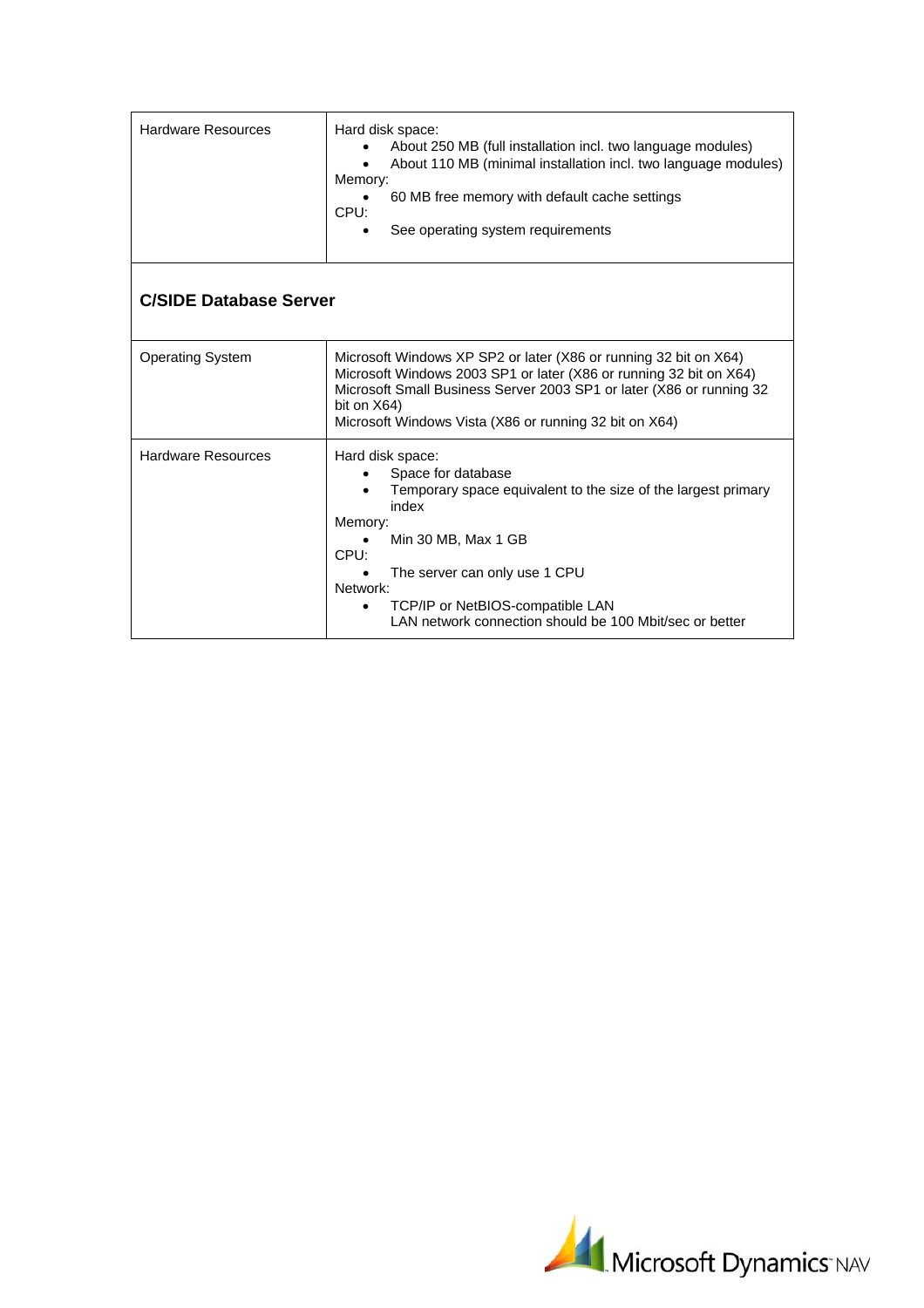| | |
|---|---|
| Hardware Resources | Hard disk space:<br>• About 250 MB (full installation incl. two language modules)<br>• About 110 MB (minimal installation incl. two language modules)<br>Memory:<br>• 60 MB free memory with default cache settings<br>CPU:<br>• See operating system requirements |

### C/SIDE Database Server

| | |
|---|---|
| Operating System | Microsoft Windows XP SP2 or later (X86 or running 32 bit on X64)<br>Microsoft Windows 2003 SP1 or later (X86 or running 32 bit on X64)<br>Microsoft Small Business Server 2003 SP1 or later (X86 or running 32 bit on X64)<br>Microsoft Windows Vista (X86 or running 32 bit on X64) |
| Hardware Resources | Hard disk space:<br>• Space for database<br>• Temporary space equivalent to the size of the largest primary index<br>Memory:<br>• Min 30 MB, Max 1 GB<br>CPU:<br>• The server can only use 1 CPU<br>Network:<br>• TCP/IP or NetBIOS-compatible LAN<br>LAN network connection should be 100 Mbit/sec or better |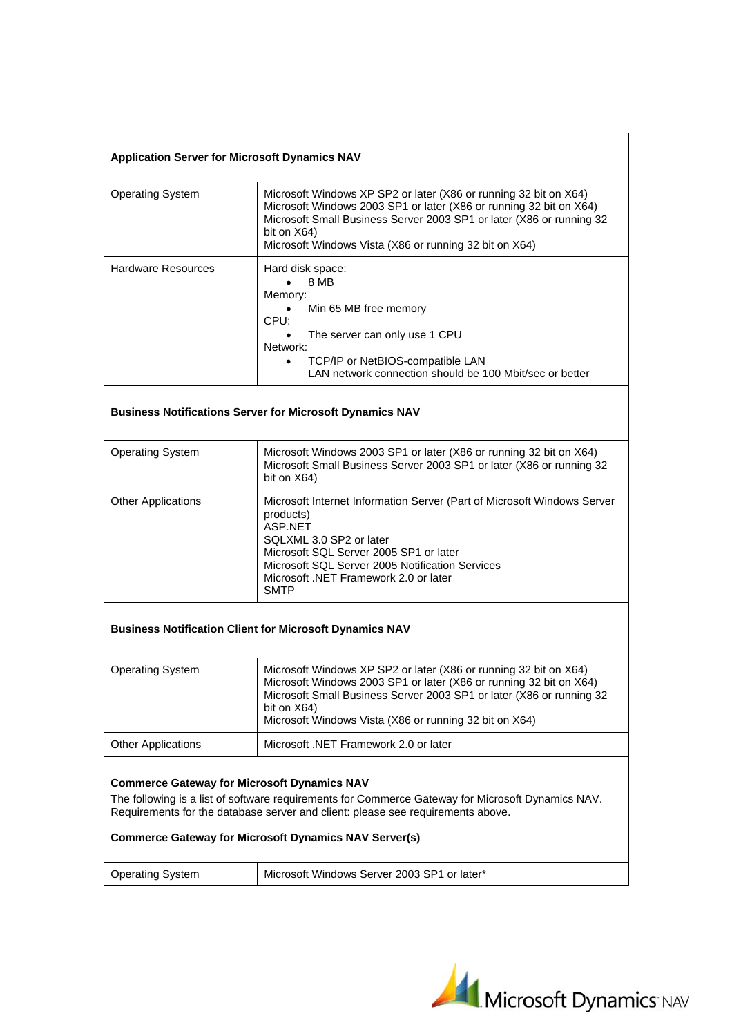**Application Server for Microsoft Dynamics NAV**

| | |
|---|---|
| Operating System | Microsoft Windows XP SP2 or later (X86 or running 32 bit on X64)<br>Microsoft Windows 2003 SP1 or later (X86 or running 32 bit on X64)<br>Microsoft Small Business Server 2003 SP1 or later (X86 or running 32 bit on X64)<br>Microsoft Windows Vista (X86 or running 32 bit on X64) |
| Hardware Resources | Hard disk space:<br>• 8 MB<br>Memory:<br>• Min 65 MB free memory<br>CPU:<br>• The server can only use 1 CPU<br>Network:<br>• TCP/IP or NetBIOS-compatible LAN<br>LAN network connection should be 100 Mbit/sec or better |

**Business Notifications Server for Microsoft Dynamics NAV**

| | |
|---|---|
| Operating System | Microsoft Windows 2003 SP1 or later (X86 or running 32 bit on X64)<br>Microsoft Small Business Server 2003 SP1 or later (X86 or running 32 bit on X64) |
| Other Applications | Microsoft Internet Information Server (Part of Microsoft Windows Server products)<br>ASP.NET<br>SQLXML 3.0 SP2 or later<br>Microsoft SQL Server 2005 SP1 or later<br>Microsoft SQL Server 2005 Notification Services<br>Microsoft .NET Framework 2.0 or later<br>SMTP |

**Business Notification Client for Microsoft Dynamics NAV**

| | |
|---|---|
| Operating System | Microsoft Windows XP SP2 or later (X86 or running 32 bit on X64)<br>Microsoft Windows 2003 SP1 or later (X86 or running 32 bit on X64)<br>Microsoft Small Business Server 2003 SP1 or later (X86 or running 32 bit on X64)<br>Microsoft Windows Vista (X86 or running 32 bit on X64) |
| Other Applications | Microsoft .NET Framework 2.0 or later |

**Commerce Gateway for Microsoft Dynamics NAV**

The following is a list of software requirements for Commerce Gateway for Microsoft Dynamics NAV. Requirements for the database server and client: please see requirements above.

**Commerce Gateway for Microsoft Dynamics NAV Server(s)**

| | |
|---|---|
| Operating System | Microsoft Windows Server 2003 SP1 or later* |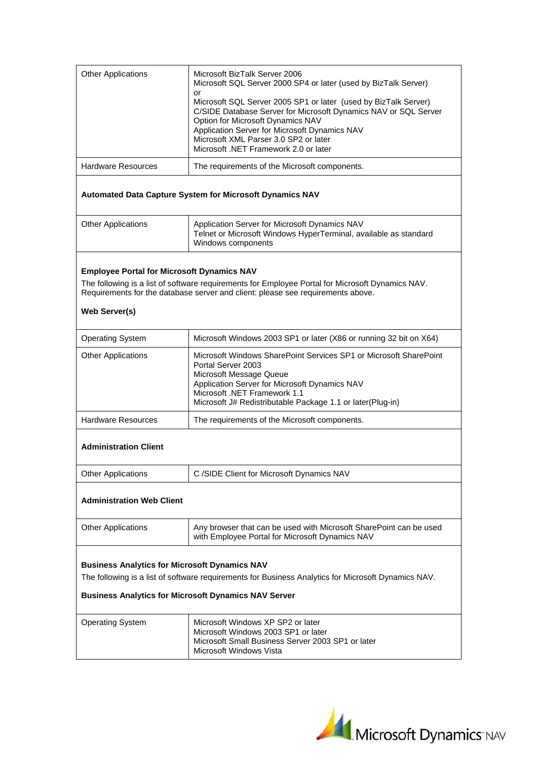| | |
|---|---|
| Other Applications | Microsoft BizTalk Server 2006<br>Microsoft SQL Server 2000 SP4 or later (used by BizTalk Server)<br>or<br>Microsoft SQL Server 2005 SP1 or later (used by BizTalk Server)<br>C/SIDE Database Server for Microsoft Dynamics NAV or SQL Server Option for Microsoft Dynamics NAV<br>Application Server for Microsoft Dynamics NAV<br>Microsoft XML Parser 3.0 SP2 or later<br>Microsoft .NET Framework 2.0 or later |
| Hardware Resources | The requirements of the Microsoft components. |

**Automated Data Capture System for Microsoft Dynamics NAV**

| | |
|---|---|
| Other Applications | Application Server for Microsoft Dynamics NAV<br>Telnet or Microsoft Windows HyperTerminal, available as standard Windows components |

**Employee Portal for Microsoft Dynamics NAV**

The following is a list of software requirements for Employee Portal for Microsoft Dynamics NAV. Requirements for the database server and client: please see requirements above.

**Web Server(s)**

| | |
|---|---|
| Operating System | Microsoft Windows 2003 SP1 or later (X86 or running 32 bit on X64) |
| Other Applications | Microsoft Windows SharePoint Services SP1 or Microsoft SharePoint Portal Server 2003<br>Microsoft Message Queue<br>Application Server for Microsoft Dynamics NAV<br>Microsoft .NET Framework 1.1<br>Microsoft J# Redistributable Package 1.1 or later(Plug-in) |
| Hardware Resources | The requirements of the Microsoft components. |

**Administration Client**

| | |
|---|---|
| Other Applications | C /SIDE Client for Microsoft Dynamics NAV |

**Administration Web Client**

| | |
|---|---|
| Other Applications | Any browser that can be used with Microsoft SharePoint can be used with Employee Portal for Microsoft Dynamics NAV |

**Business Analytics for Microsoft Dynamics NAV**

The following is a list of software requirements for Business Analytics for Microsoft Dynamics NAV.

**Business Analytics for Microsoft Dynamics NAV Server**

| | |
|---|---|
| Operating System | Microsoft Windows XP SP2 or later<br>Microsoft Windows 2003 SP1 or later<br>Microsoft Small Business Server 2003 SP1 or later<br>Microsoft Windows Vista |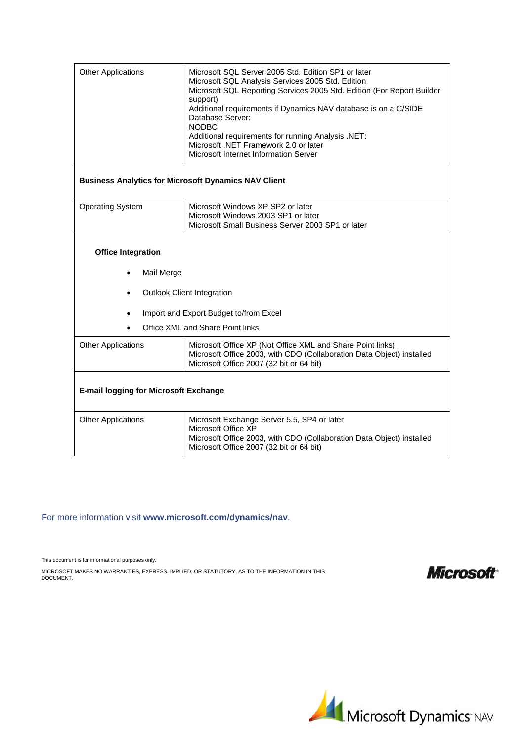| | |
|---|---|
| Other Applications | Microsoft SQL Server 2005 Std. Edition SP1 or later<br>Microsoft SQL Analysis Services 2005 Std. Edition<br>Microsoft SQL Reporting Services 2005 Std. Edition (For Report Builder support)<br>Additional requirements if Dynamics NAV database is on a C/SIDE Database Server:<br>NODBC<br>Additional requirements for running Analysis .NET:<br>Microsoft .NET Framework 2.0 or later<br>Microsoft Internet Information Server |
| **Business Analytics for Microsoft Dynamics NAV Client** | |
| Operating System | Microsoft Windows XP SP2 or later<br>Microsoft Windows 2003 SP1 or later<br>Microsoft Small Business Server 2003 SP1 or later |
| **Office Integration**<br>• Mail Merge<br>• Outlook Client Integration<br>• Import and Export Budget to/from Excel<br>• Office XML and Share Point links | |
| Other Applications | Microsoft Office XP (Not Office XML and Share Point links)<br>Microsoft Office 2003, with CDO (Collaboration Data Object) installed<br>Microsoft Office 2007 (32 bit or 64 bit) |
| **E-mail logging for Microsoft Exchange** | |
| Other Applications | Microsoft Exchange Server 5.5, SP4 or later<br>Microsoft Office XP<br>Microsoft Office 2003, with CDO (Collaboration Data Object) installed<br>Microsoft Office 2007 (32 bit or 64 bit) |

For more information visit **www.microsoft.com/dynamics/nav**.

This document is for informational purposes only.

MICROSOFT MAKES NO WARRANTIES, EXPRESS, IMPLIED, OR STATUTORY, AS TO THE INFORMATION IN THIS DOCUMENT.

Microsoft

Microsoft Dynamics NAV